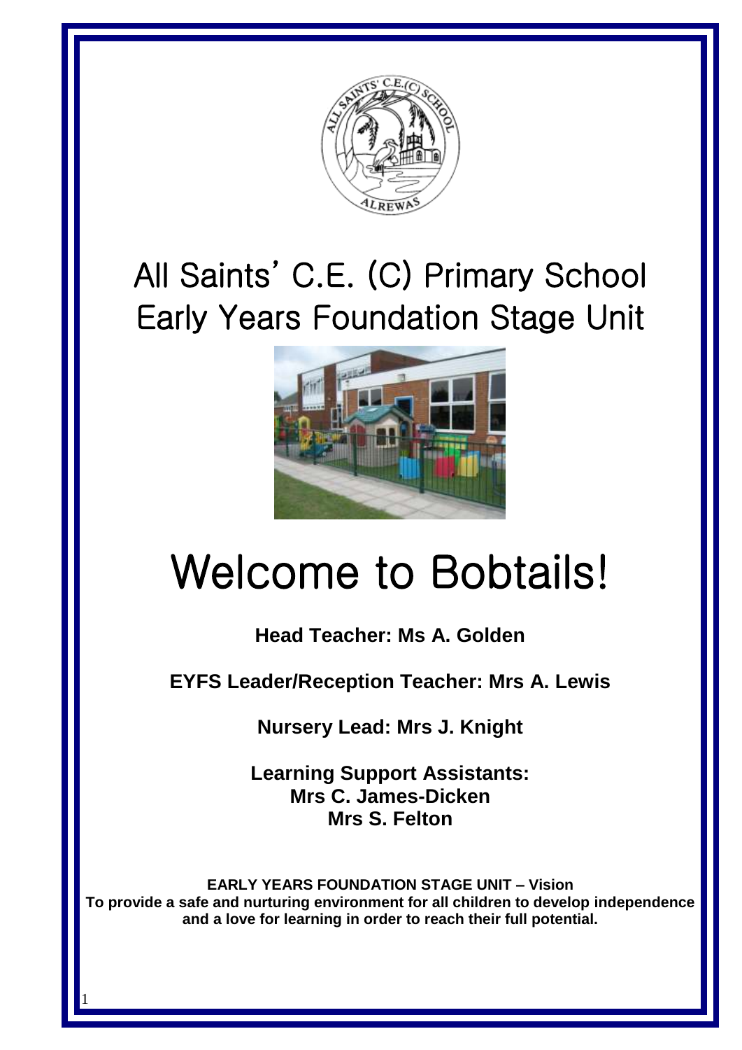# All Saints' C.E. (C) Primary School Early Years Foundation Stage Unit

# Welcome to Bobtails!

**Head Teacher: Ms A. Golden**

**EYFS Leader/Reception Teacher: Mrs A. Lewis**

**Nursery Lead: Mrs J. Knight**

**Learning Support Assistants:**
**Mrs C. James-Dicken**
**Mrs S. Felton**

**EARLY YEARS FOUNDATION STAGE UNIT – Vision**
**To provide a safe and nurturing environment for all children to develop independence and a love for learning in order to reach their full potential.**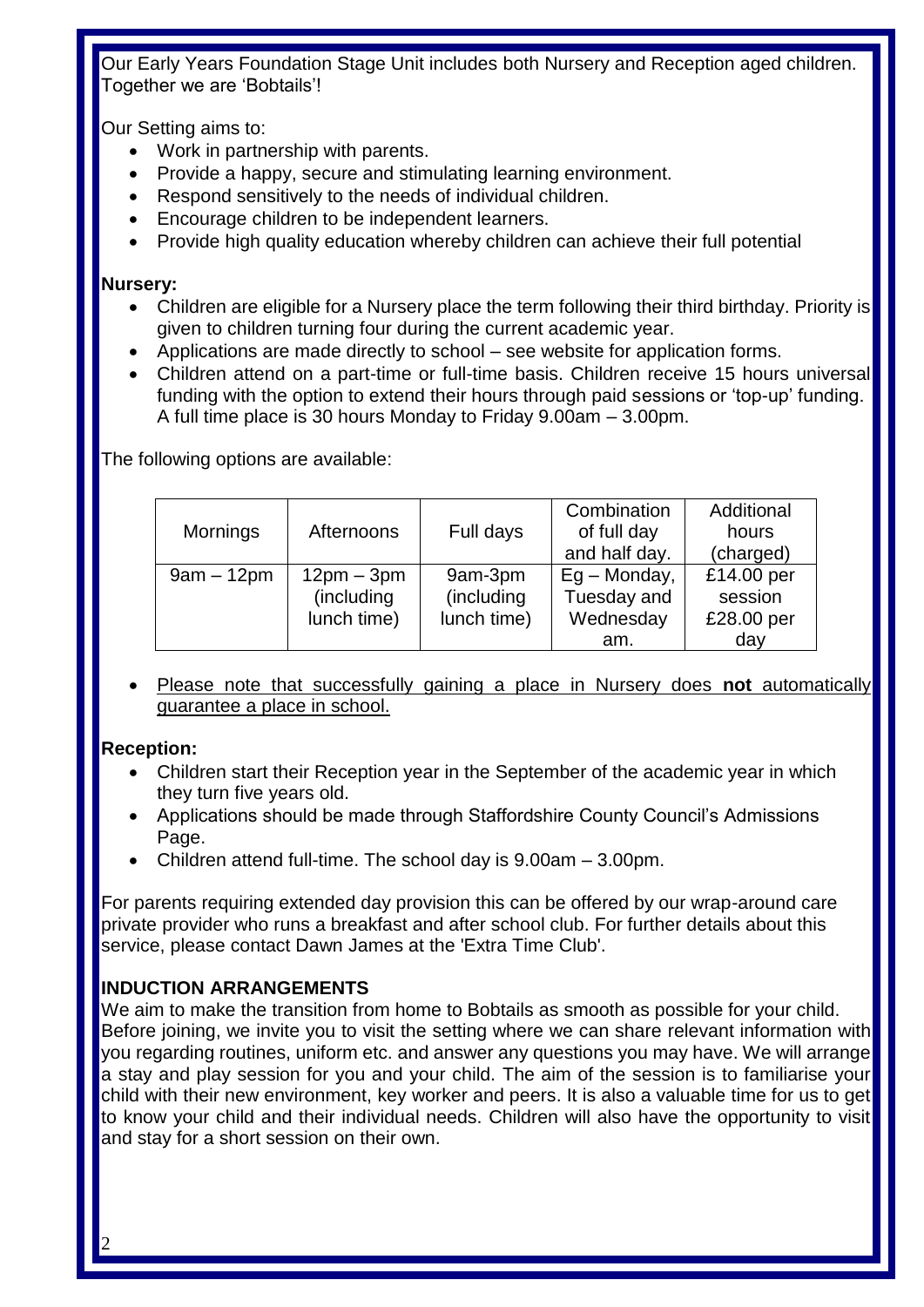Our Early Years Foundation Stage Unit includes both Nursery and Reception aged children. Together we are 'Bobtails'!

Our Setting aims to:

- Work in partnership with parents.
- Provide a happy, secure and stimulating learning environment.
- Respond sensitively to the needs of individual children.
- Encourage children to be independent learners.
- Provide high quality education whereby children can achieve their full potential

**Nursery:**

- Children are eligible for a Nursery place the term following their third birthday. Priority is given to children turning four during the current academic year.
- Applications are made directly to school – see website for application forms.
- Children attend on a part-time or full-time basis. Children receive 15 hours universal funding with the option to extend their hours through paid sessions or 'top-up' funding. A full time place is 30 hours Monday to Friday 9.00am – 3.00pm.

The following options are available:

| Mornings | Afternoons | Full days | Combination of full day and half day. | Additional hours (charged) |
|---|---|---|---|---|
| 9am – 12pm | 12pm – 3pm (including lunch time) | 9am-3pm (including lunch time) | Eg – Monday, Tuesday and Wednesday am. | £14.00 per session £28.00 per day |

- <u>Please note that successfully gaining a place in Nursery does **not** automatically guarantee a place in school.</u>

**Reception:**

- Children start their Reception year in the September of the academic year in which they turn five years old.
- Applications should be made through Staffordshire County Council's Admissions Page.
- Children attend full-time. The school day is 9.00am – 3.00pm.

For parents requiring extended day provision this can be offered by our wrap-around care private provider who runs a breakfast and after school club. For further details about this service, please contact Dawn James at the 'Extra Time Club'.

**INDUCTION ARRANGEMENTS**

We aim to make the transition from home to Bobtails as smooth as possible for your child. Before joining, we invite you to visit the setting where we can share relevant information with you regarding routines, uniform etc. and answer any questions you may have. We will arrange a stay and play session for you and your child. The aim of the session is to familiarise your child with their new environment, key worker and peers. It is also a valuable time for us to get to know your child and their individual needs. Children will also have the opportunity to visit and stay for a short session on their own.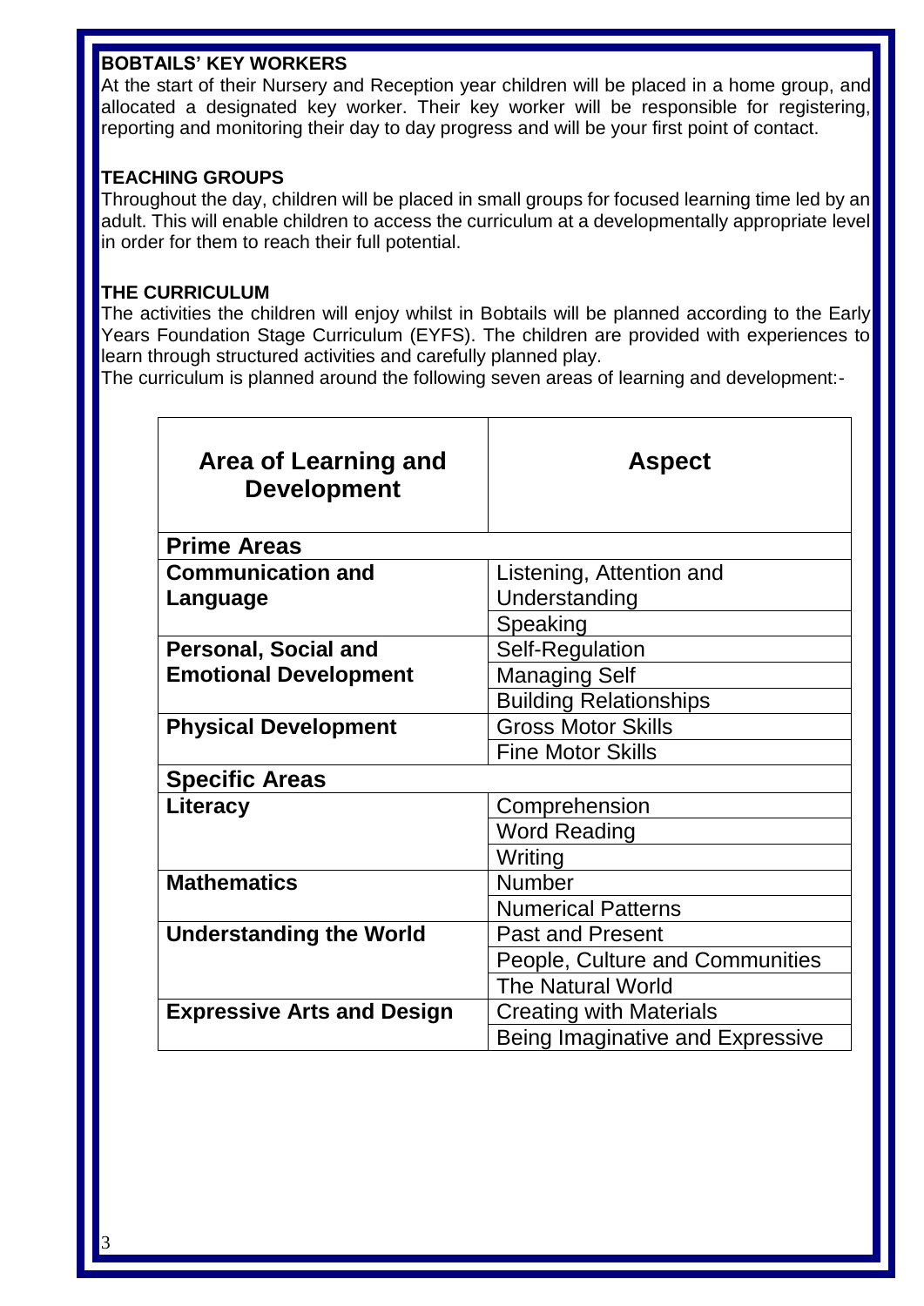### BOBTAILS' KEY WORKERS

At the start of their Nursery and Reception year children will be placed in a home group, and allocated a designated key worker. Their key worker will be responsible for registering, reporting and monitoring their day to day progress and will be your first point of contact.

### TEACHING GROUPS

Throughout the day, children will be placed in small groups for focused learning time led by an adult. This will enable children to access the curriculum at a developmentally appropriate level in order for them to reach their full potential.

### THE CURRICULUM

The activities the children will enjoy whilst in Bobtails will be planned according to the Early Years Foundation Stage Curriculum (EYFS). The children are provided with experiences to learn through structured activities and carefully planned play.
The curriculum is planned around the following seven areas of learning and development:-

| Area of Learning and Development | Aspect |
|---|---|
| **Prime Areas** | |
| **Communication and Language** | Listening, Attention and Understanding |
| | Speaking |
| **Personal, Social and Emotional Development** | Self-Regulation |
| | Managing Self |
| | Building Relationships |
| **Physical Development** | Gross Motor Skills |
| | Fine Motor Skills |
| **Specific Areas** | |
| **Literacy** | Comprehension |
| | Word Reading |
| | Writing |
| **Mathematics** | Number |
| | Numerical Patterns |
| **Understanding the World** | Past and Present |
| | People, Culture and Communities |
| | The Natural World |
| **Expressive Arts and Design** | Creating with Materials |
| | Being Imaginative and Expressive |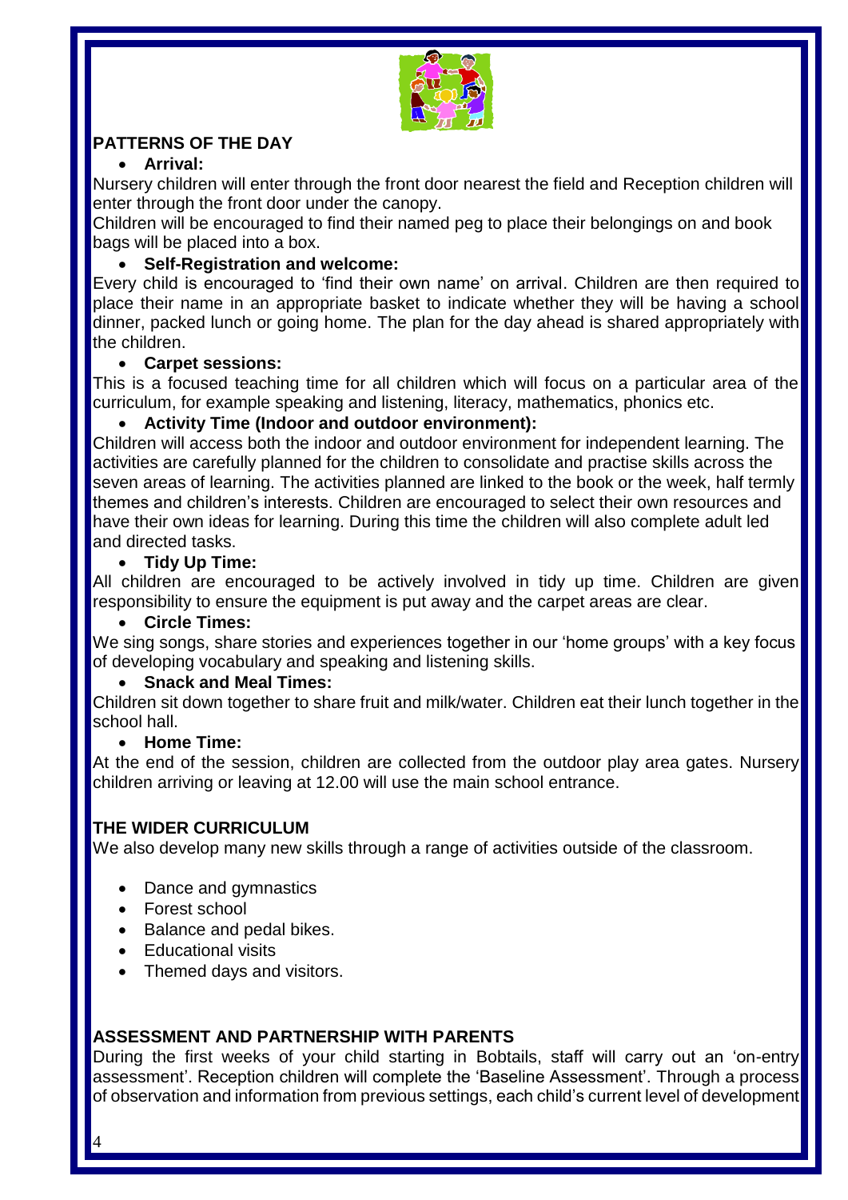## PATTERNS OF THE DAY

- **Arrival:**

Nursery children will enter through the front door nearest the field and Reception children will enter through the front door under the canopy.

Children will be encouraged to find their named peg to place their belongings on and book bags will be placed into a box.

- **Self-Registration and welcome:**

Every child is encouraged to 'find their own name' on arrival. Children are then required to place their name in an appropriate basket to indicate whether they will be having a school dinner, packed lunch or going home. The plan for the day ahead is shared appropriately with the children.

- **Carpet sessions:**

This is a focused teaching time for all children which will focus on a particular area of the curriculum, for example speaking and listening, literacy, mathematics, phonics etc.

- **Activity Time (Indoor and outdoor environment):**

Children will access both the indoor and outdoor environment for independent learning. The activities are carefully planned for the children to consolidate and practise skills across the seven areas of learning. The activities planned are linked to the book or the week, half termly themes and children's interests. Children are encouraged to select their own resources and have their own ideas for learning. During this time the children will also complete adult led and directed tasks.

- **Tidy Up Time:**

All children are encouraged to be actively involved in tidy up time. Children are given responsibility to ensure the equipment is put away and the carpet areas are clear.

- **Circle Times:**

We sing songs, share stories and experiences together in our 'home groups' with a key focus of developing vocabulary and speaking and listening skills.

- **Snack and Meal Times:**

Children sit down together to share fruit and milk/water. Children eat their lunch together in the school hall.

- **Home Time:**

At the end of the session, children are collected from the outdoor play area gates. Nursery children arriving or leaving at 12.00 will use the main school entrance.

## THE WIDER CURRICULUM

We also develop many new skills through a range of activities outside of the classroom.

- Dance and gymnastics
- Forest school
- Balance and pedal bikes.
- Educational visits
- Themed days and visitors.

## ASSESSMENT AND PARTNERSHIP WITH PARENTS

During the first weeks of your child starting in Bobtails, staff will carry out an 'on-entry assessment'. Reception children will complete the 'Baseline Assessment'. Through a process of observation and information from previous settings, each child's current level of development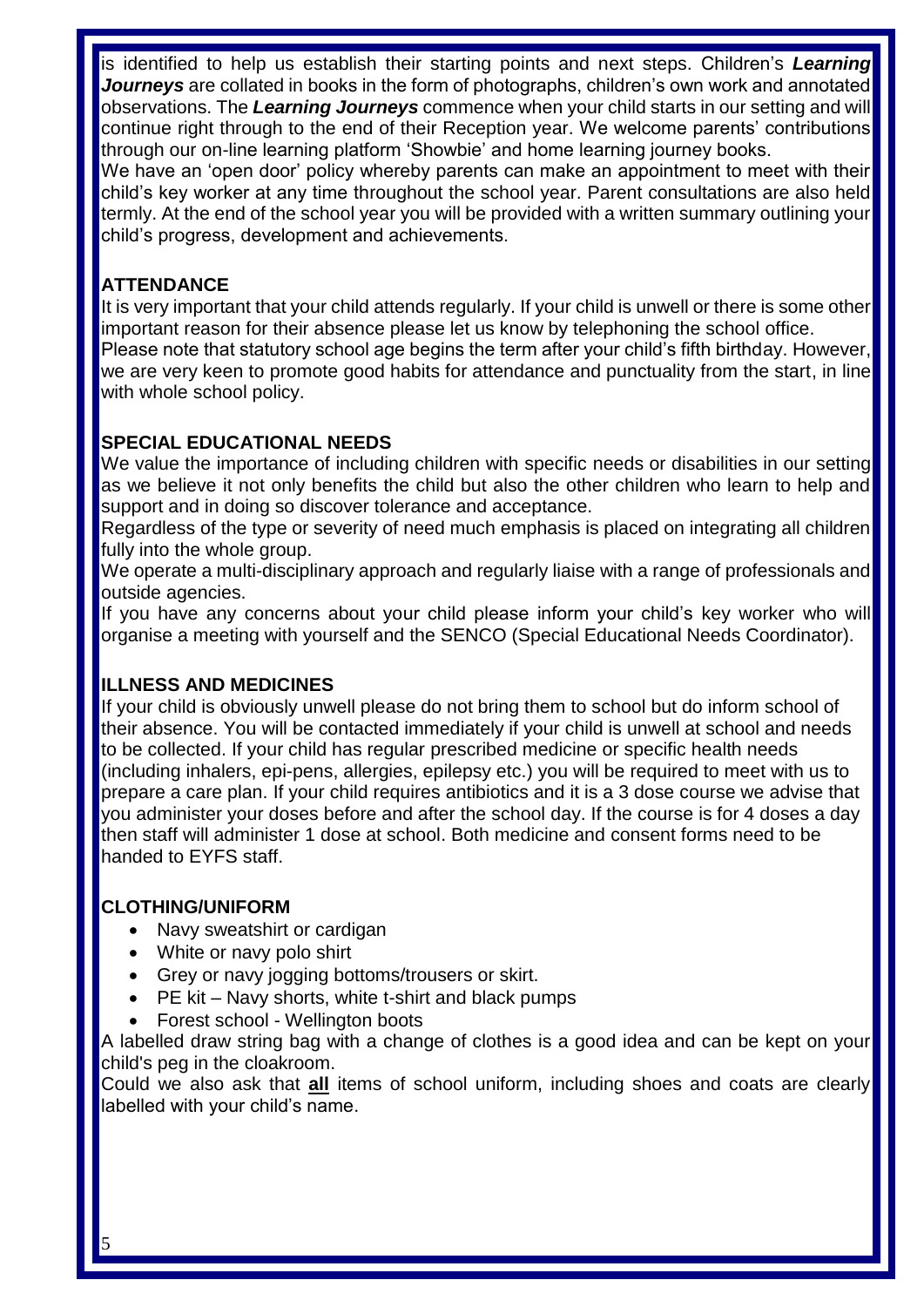is identified to help us establish their starting points and next steps. Children's ***Learning Journeys*** are collated in books in the form of photographs, children's own work and annotated observations. The ***Learning Journeys*** commence when your child starts in our setting and will continue right through to the end of their Reception year. We welcome parents' contributions through our on-line learning platform 'Showbie' and home learning journey books.

We have an 'open door' policy whereby parents can make an appointment to meet with their child's key worker at any time throughout the school year. Parent consultations are also held termly. At the end of the school year you will be provided with a written summary outlining your child's progress, development and achievements.

## ATTENDANCE

It is very important that your child attends regularly. If your child is unwell or there is some other important reason for their absence please let us know by telephoning the school office.

Please note that statutory school age begins the term after your child's fifth birthday. However, we are very keen to promote good habits for attendance and punctuality from the start, in line with whole school policy.

## SPECIAL EDUCATIONAL NEEDS

We value the importance of including children with specific needs or disabilities in our setting as we believe it not only benefits the child but also the other children who learn to help and support and in doing so discover tolerance and acceptance.

Regardless of the type or severity of need much emphasis is placed on integrating all children fully into the whole group.

We operate a multi-disciplinary approach and regularly liaise with a range of professionals and outside agencies.

If you have any concerns about your child please inform your child's key worker who will organise a meeting with yourself and the SENCO (Special Educational Needs Coordinator).

## ILLNESS AND MEDICINES

If your child is obviously unwell please do not bring them to school but do inform school of their absence. You will be contacted immediately if your child is unwell at school and needs to be collected. If your child has regular prescribed medicine or specific health needs (including inhalers, epi-pens, allergies, epilepsy etc.) you will be required to meet with us to prepare a care plan. If your child requires antibiotics and it is a 3 dose course we advise that you administer your doses before and after the school day. If the course is for 4 doses a day then staff will administer 1 dose at school. Both medicine and consent forms need to be handed to EYFS staff.

## CLOTHING/UNIFORM

- Navy sweatshirt or cardigan
- White or navy polo shirt
- Grey or navy jogging bottoms/trousers or skirt.
- PE kit – Navy shorts, white t-shirt and black pumps
- Forest school - Wellington boots

A labelled draw string bag with a change of clothes is a good idea and can be kept on your child's peg in the cloakroom.

Could we also ask that **all** items of school uniform, including shoes and coats are clearly labelled with your child's name.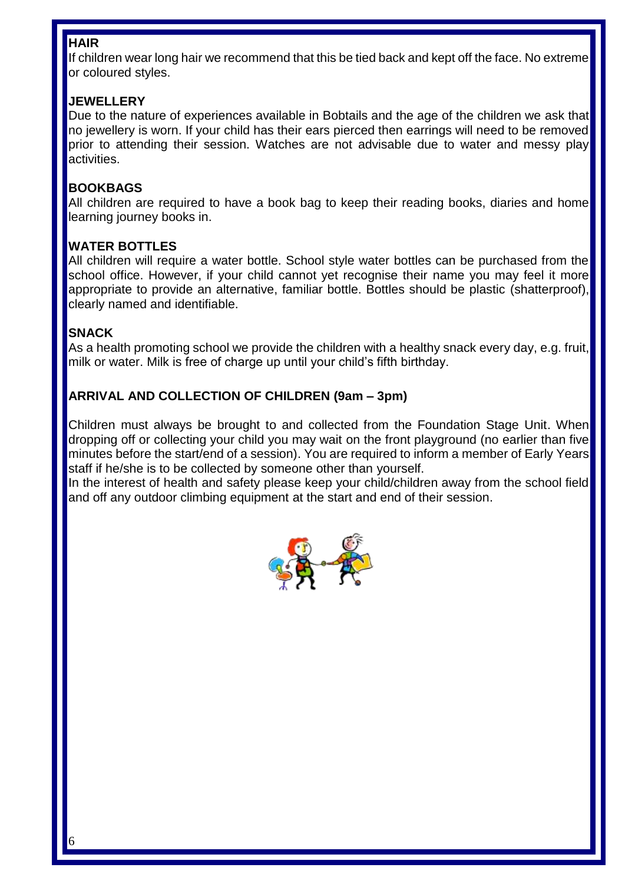**HAIR**

If children wear long hair we recommend that this be tied back and kept off the face. No extreme or coloured styles.

**JEWELLERY**

Due to the nature of experiences available in Bobtails and the age of the children we ask that no jewellery is worn. If your child has their ears pierced then earrings will need to be removed prior to attending their session. Watches are not advisable due to water and messy play activities.

**BOOKBAGS**

All children are required to have a book bag to keep their reading books, diaries and home learning journey books in.

**WATER BOTTLES**

All children will require a water bottle. School style water bottles can be purchased from the school office. However, if your child cannot yet recognise their name you may feel it more appropriate to provide an alternative, familiar bottle. Bottles should be plastic (shatterproof), clearly named and identifiable.

**SNACK**

As a health promoting school we provide the children with a healthy snack every day, e.g. fruit, milk or water. Milk is free of charge up until your child's fifth birthday.

**ARRIVAL AND COLLECTION OF CHILDREN (9am – 3pm)**

Children must always be brought to and collected from the Foundation Stage Unit. When dropping off or collecting your child you may wait on the front playground (no earlier than five minutes before the start/end of a session). You are required to inform a member of Early Years staff if he/she is to be collected by someone other than yourself.

In the interest of health and safety please keep your child/children away from the school field and off any outdoor climbing equipment at the start and end of their session.